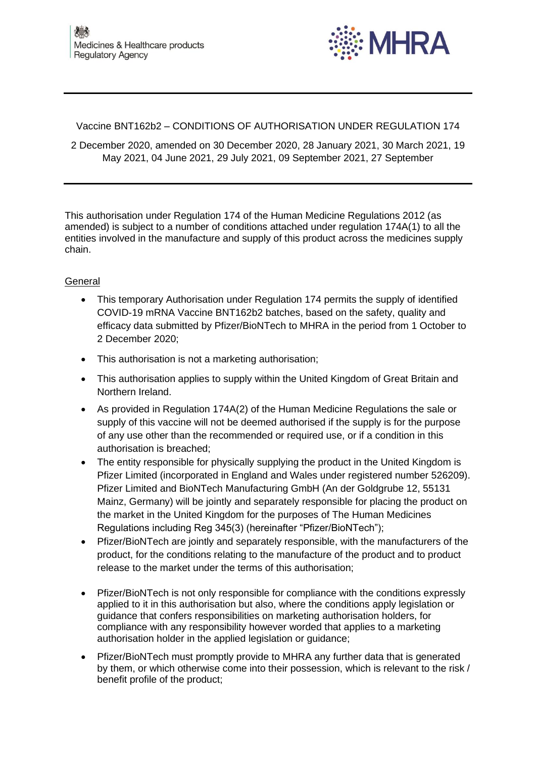Medicines & Healthcare products Regulatory Agency

MHRA

Vaccine BNT162b2 – CONDITIONS OF AUTHORISATION UNDER REGULATION 174

2 December 2020, amended on 30 December 2020, 28 January 2021, 30 March 2021, 19 May 2021, 04 June 2021, 29 July 2021, 09 September 2021, 27 September

This authorisation under Regulation 174 of the Human Medicine Regulations 2012 (as amended) is subject to a number of conditions attached under regulation 174A(1) to all the entities involved in the manufacture and supply of this product across the medicines supply chain.

## General

- This temporary Authorisation under Regulation 174 permits the supply of identified COVID-19 mRNA Vaccine BNT162b2 batches, based on the safety, quality and efficacy data submitted by Pfizer/BioNTech to MHRA in the period from 1 October to 2 December 2020;
- This authorisation is not a marketing authorisation;
- This authorisation applies to supply within the United Kingdom of Great Britain and Northern Ireland.
- As provided in Regulation 174A(2) of the Human Medicine Regulations the sale or supply of this vaccine will not be deemed authorised if the supply is for the purpose of any use other than the recommended or required use, or if a condition in this authorisation is breached;
- The entity responsible for physically supplying the product in the United Kingdom is Pfizer Limited (incorporated in England and Wales under registered number 526209). Pfizer Limited and BioNTech Manufacturing GmbH (An der Goldgrube 12, 55131 Mainz, Germany) will be jointly and separately responsible for placing the product on the market in the United Kingdom for the purposes of The Human Medicines Regulations including Reg 345(3) (hereinafter "Pfizer/BioNTech");
- Pfizer/BioNTech are jointly and separately responsible, with the manufacturers of the product, for the conditions relating to the manufacture of the product and to product release to the market under the terms of this authorisation;
- Pfizer/BioNTech is not only responsible for compliance with the conditions expressly applied to it in this authorisation but also, where the conditions apply legislation or guidance that confers responsibilities on marketing authorisation holders, for compliance with any responsibility however worded that applies to a marketing authorisation holder in the applied legislation or guidance;
- Pfizer/BioNTech must promptly provide to MHRA any further data that is generated by them, or which otherwise come into their possession, which is relevant to the risk / benefit profile of the product;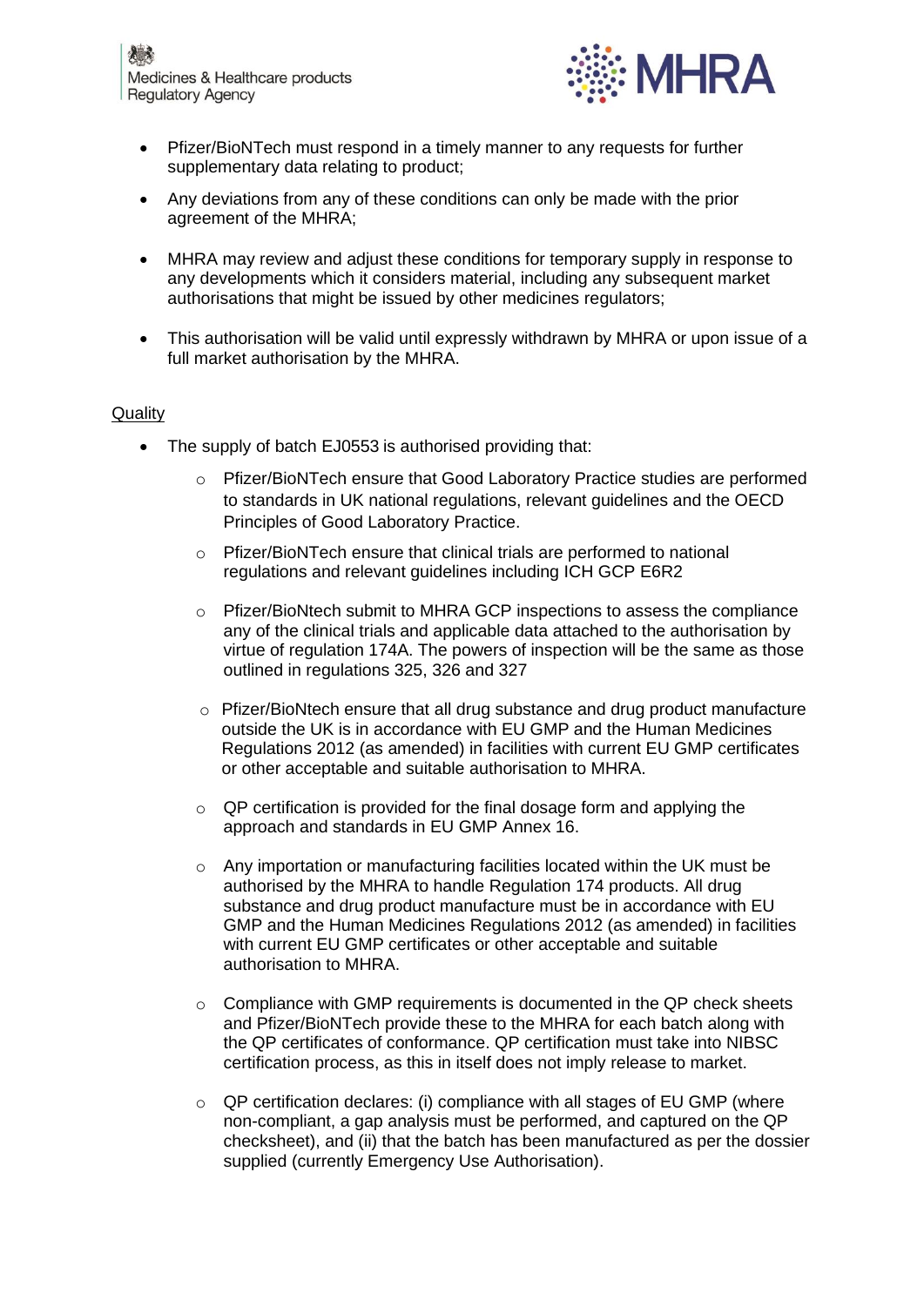- Pfizer/BioNTech must respond in a timely manner to any requests for further supplementary data relating to product;
- Any deviations from any of these conditions can only be made with the prior agreement of the MHRA;
- MHRA may review and adjust these conditions for temporary supply in response to any developments which it considers material, including any subsequent market authorisations that might be issued by other medicines regulators;
- This authorisation will be valid until expressly withdrawn by MHRA or upon issue of a full market authorisation by the MHRA.

<u>Quality</u>

- The supply of batch EJ0553 is authorised providing that:
  - Pfizer/BioNTech ensure that Good Laboratory Practice studies are performed to standards in UK national regulations, relevant guidelines and the OECD Principles of Good Laboratory Practice.
  - Pfizer/BioNTech ensure that clinical trials are performed to national regulations and relevant guidelines including ICH GCP E6R2
  - Pfizer/BioNtech submit to MHRA GCP inspections to assess the compliance any of the clinical trials and applicable data attached to the authorisation by virtue of regulation 174A. The powers of inspection will be the same as those outlined in regulations 325, 326 and 327
  - Pfizer/BioNtech ensure that all drug substance and drug product manufacture outside the UK is in accordance with EU GMP and the Human Medicines Regulations 2012 (as amended) in facilities with current EU GMP certificates or other acceptable and suitable authorisation to MHRA.
  - QP certification is provided for the final dosage form and applying the approach and standards in EU GMP Annex 16.
  - Any importation or manufacturing facilities located within the UK must be authorised by the MHRA to handle Regulation 174 products. All drug substance and drug product manufacture must be in accordance with EU GMP and the Human Medicines Regulations 2012 (as amended) in facilities with current EU GMP certificates or other acceptable and suitable authorisation to MHRA.
  - Compliance with GMP requirements is documented in the QP check sheets and Pfizer/BioNTech provide these to the MHRA for each batch along with the QP certificates of conformance. QP certification must take into NIBSC certification process, as this in itself does not imply release to market.
  - QP certification declares: (i) compliance with all stages of EU GMP (where non-compliant, a gap analysis must be performed, and captured on the QP checksheet), and (ii) that the batch has been manufactured as per the dossier supplied (currently Emergency Use Authorisation).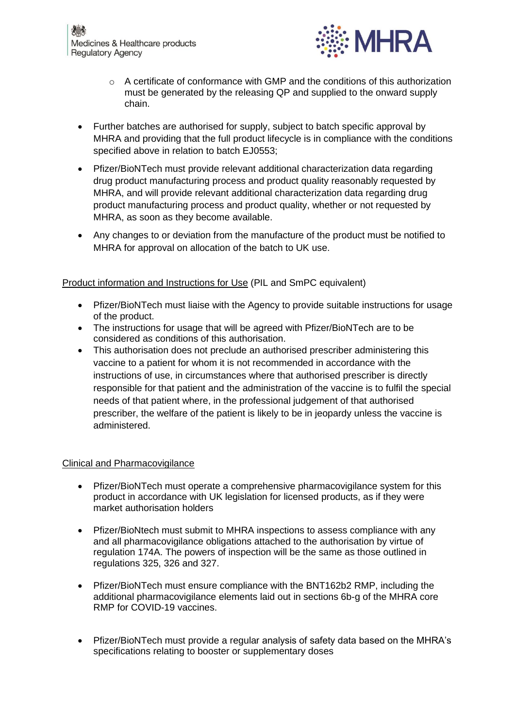- A certificate of conformance with GMP and the conditions of this authorization must be generated by the releasing QP and supplied to the onward supply chain.

- Further batches are authorised for supply, subject to batch specific approval by MHRA and providing that the full product lifecycle is in compliance with the conditions specified above in relation to batch EJ0553;

- Pfizer/BioNTech must provide relevant additional characterization data regarding drug product manufacturing process and product quality reasonably requested by MHRA, and will provide relevant additional characterization data regarding drug product manufacturing process and product quality, whether or not requested by MHRA, as soon as they become available.

- Any changes to or deviation from the manufacture of the product must be notified to MHRA for approval on allocation of the batch to UK use.

<u>Product information and Instructions for Use</u> (PIL and SmPC equivalent)

- Pfizer/BioNTech must liaise with the Agency to provide suitable instructions for usage of the product.
- The instructions for usage that will be agreed with Pfizer/BioNTech are to be considered as conditions of this authorisation.
- This authorisation does not preclude an authorised prescriber administering this vaccine to a patient for whom it is not recommended in accordance with the instructions of use, in circumstances where that authorised prescriber is directly responsible for that patient and the administration of the vaccine is to fulfil the special needs of that patient where, in the professional judgement of that authorised prescriber, the welfare of the patient is likely to be in jeopardy unless the vaccine is administered.

<u>Clinical and Pharmacovigilance</u>

- Pfizer/BioNTech must operate a comprehensive pharmacovigilance system for this product in accordance with UK legislation for licensed products, as if they were market authorisation holders

- Pfizer/BioNtech must submit to MHRA inspections to assess compliance with any and all pharmacovigilance obligations attached to the authorisation by virtue of regulation 174A. The powers of inspection will be the same as those outlined in regulations 325, 326 and 327.

- Pfizer/BioNTech must ensure compliance with the BNT162b2 RMP, including the additional pharmacovigilance elements laid out in sections 6b-g of the MHRA core RMP for COVID-19 vaccines.

- Pfizer/BioNTech must provide a regular analysis of safety data based on the MHRA's specifications relating to booster or supplementary doses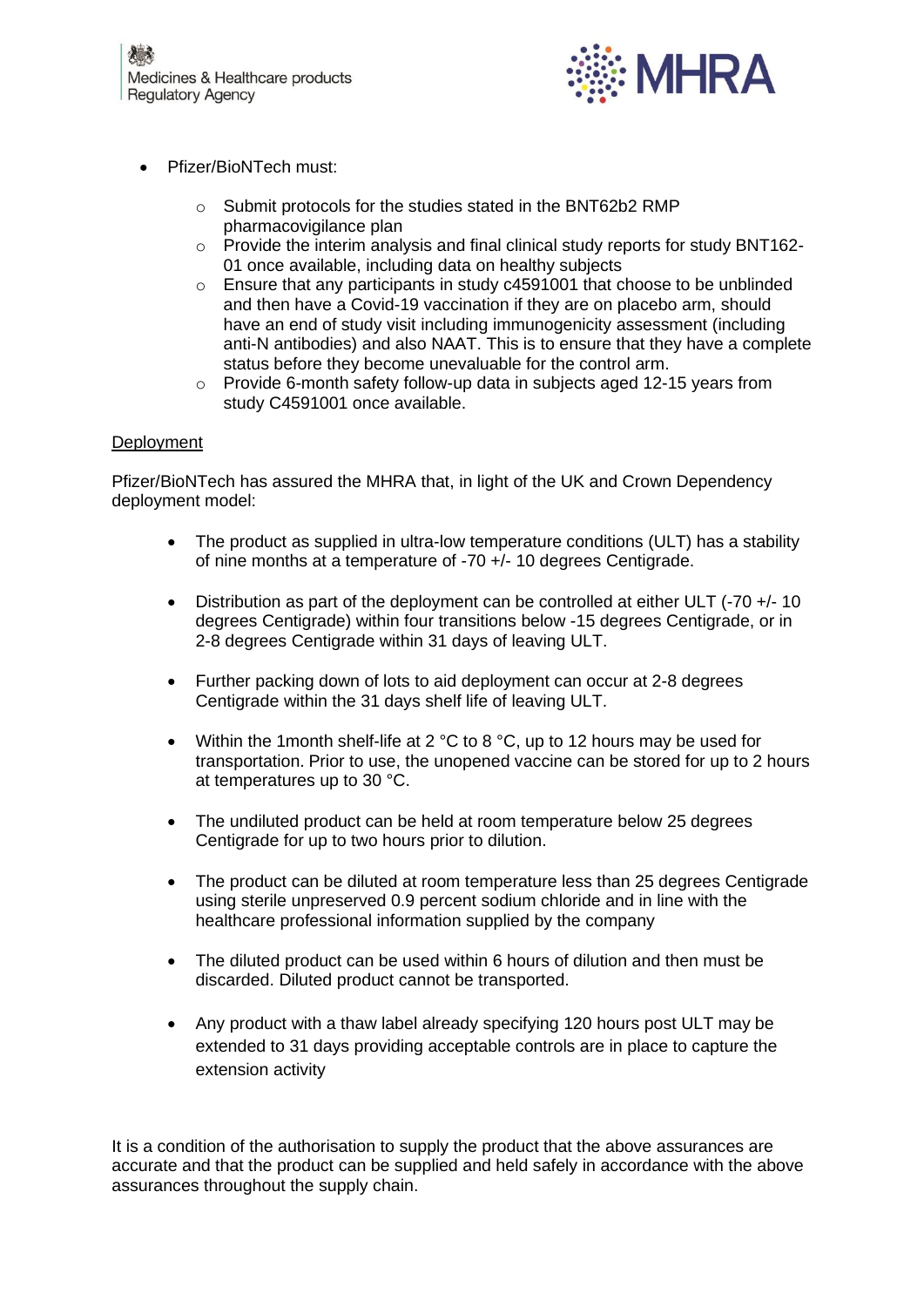- Pfizer/BioNTech must:
  - Submit protocols for the studies stated in the BNT62b2 RMP pharmacovigilance plan
  - Provide the interim analysis and final clinical study reports for study BNT162-01 once available, including data on healthy subjects
  - Ensure that any participants in study c4591001 that choose to be unblinded and then have a Covid-19 vaccination if they are on placebo arm, should have an end of study visit including immunogenicity assessment (including anti-N antibodies) and also NAAT. This is to ensure that they have a complete status before they become unevaluable for the control arm.
  - Provide 6-month safety follow-up data in subjects aged 12-15 years from study C4591001 once available.

<u>Deployment</u>

Pfizer/BioNTech has assured the MHRA that, in light of the UK and Crown Dependency deployment model:

- The product as supplied in ultra-low temperature conditions (ULT) has a stability of nine months at a temperature of -70 +/- 10 degrees Centigrade.

- Distribution as part of the deployment can be controlled at either ULT (-70 +/- 10 degrees Centigrade) within four transitions below -15 degrees Centigrade, or in 2-8 degrees Centigrade within 31 days of leaving ULT.

- Further packing down of lots to aid deployment can occur at 2-8 degrees Centigrade within the 31 days shelf life of leaving ULT.

- Within the 1month shelf-life at 2 °C to 8 °C, up to 12 hours may be used for transportation. Prior to use, the unopened vaccine can be stored for up to 2 hours at temperatures up to 30 °C.

- The undiluted product can be held at room temperature below 25 degrees Centigrade for up to two hours prior to dilution.

- The product can be diluted at room temperature less than 25 degrees Centigrade using sterile unpreserved 0.9 percent sodium chloride and in line with the healthcare professional information supplied by the company

- The diluted product can be used within 6 hours of dilution and then must be discarded. Diluted product cannot be transported.

- Any product with a thaw label already specifying 120 hours post ULT may be extended to 31 days providing acceptable controls are in place to capture the extension activity

It is a condition of the authorisation to supply the product that the above assurances are accurate and that the product can be supplied and held safely in accordance with the above assurances throughout the supply chain.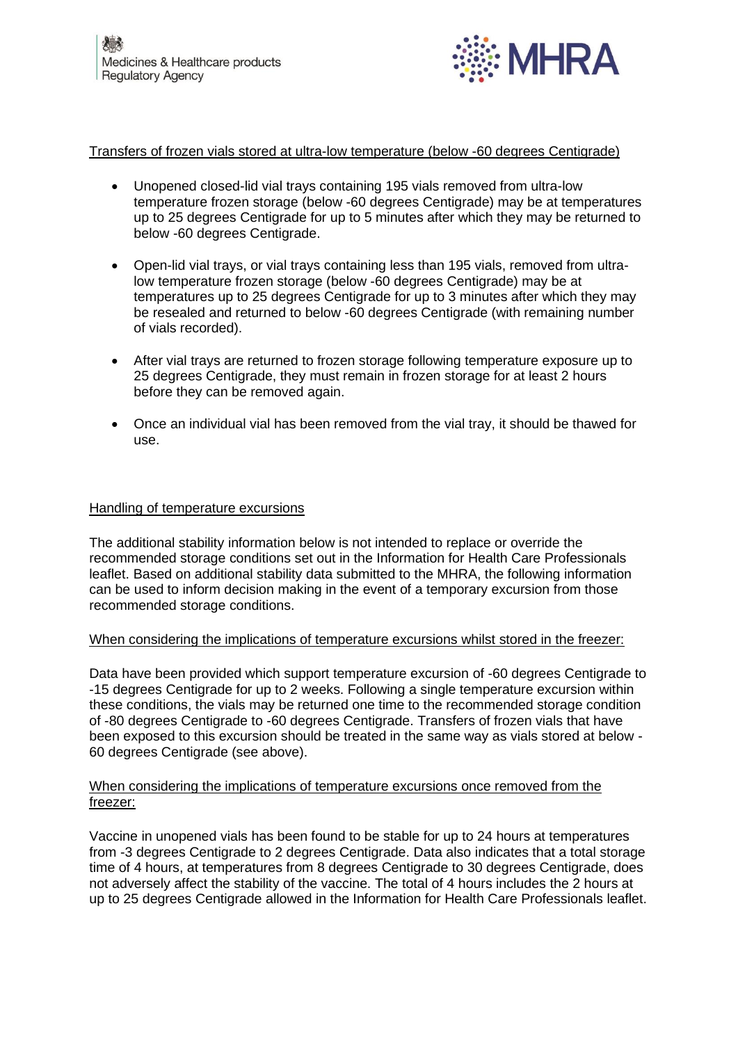## Transfers of frozen vials stored at ultra-low temperature (below -60 degrees Centigrade)

- Unopened closed-lid vial trays containing 195 vials removed from ultra-low temperature frozen storage (below -60 degrees Centigrade) may be at temperatures up to 25 degrees Centigrade for up to 5 minutes after which they may be returned to below -60 degrees Centigrade.

- Open-lid vial trays, or vial trays containing less than 195 vials, removed from ultra-low temperature frozen storage (below -60 degrees Centigrade) may be at temperatures up to 25 degrees Centigrade for up to 3 minutes after which they may be resealed and returned to below -60 degrees Centigrade (with remaining number of vials recorded).

- After vial trays are returned to frozen storage following temperature exposure up to 25 degrees Centigrade, they must remain in frozen storage for at least 2 hours before they can be removed again.

- Once an individual vial has been removed from the vial tray, it should be thawed for use.

## Handling of temperature excursions

The additional stability information below is not intended to replace or override the recommended storage conditions set out in the Information for Health Care Professionals leaflet. Based on additional stability data submitted to the MHRA, the following information can be used to inform decision making in the event of a temporary excursion from those recommended storage conditions.

### When considering the implications of temperature excursions whilst stored in the freezer:

Data have been provided which support temperature excursion of -60 degrees Centigrade to -15 degrees Centigrade for up to 2 weeks. Following a single temperature excursion within these conditions, the vials may be returned one time to the recommended storage condition of -80 degrees Centigrade to -60 degrees Centigrade. Transfers of frozen vials that have been exposed to this excursion should be treated in the same way as vials stored at below -60 degrees Centigrade (see above).

### When considering the implications of temperature excursions once removed from the freezer:

Vaccine in unopened vials has been found to be stable for up to 24 hours at temperatures from -3 degrees Centigrade to 2 degrees Centigrade. Data also indicates that a total storage time of 4 hours, at temperatures from 8 degrees Centigrade to 30 degrees Centigrade, does not adversely affect the stability of the vaccine. The total of 4 hours includes the 2 hours at up to 25 degrees Centigrade allowed in the Information for Health Care Professionals leaflet.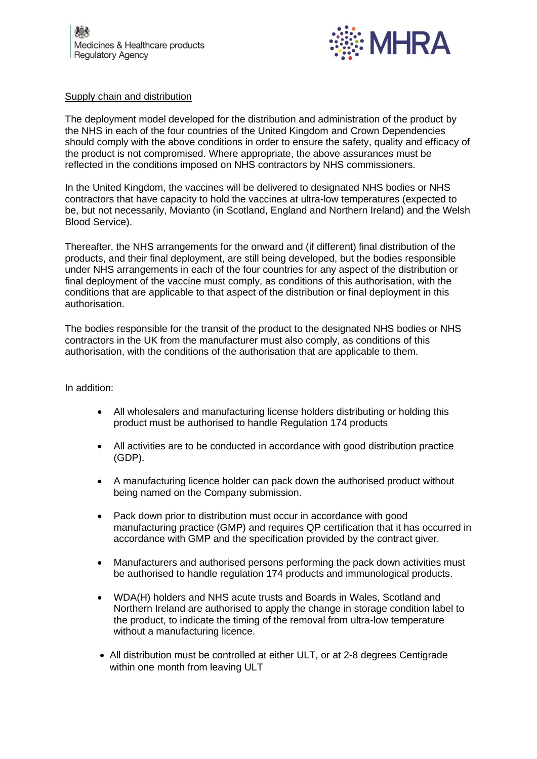## Supply chain and distribution

The deployment model developed for the distribution and administration of the product by the NHS in each of the four countries of the United Kingdom and Crown Dependencies should comply with the above conditions in order to ensure the safety, quality and efficacy of the product is not compromised. Where appropriate, the above assurances must be reflected in the conditions imposed on NHS contractors by NHS commissioners.

In the United Kingdom, the vaccines will be delivered to designated NHS bodies or NHS contractors that have capacity to hold the vaccines at ultra-low temperatures (expected to be, but not necessarily, Movianto (in Scotland, England and Northern Ireland) and the Welsh Blood Service).

Thereafter, the NHS arrangements for the onward and (if different) final distribution of the products, and their final deployment, are still being developed, but the bodies responsible under NHS arrangements in each of the four countries for any aspect of the distribution or final deployment of the vaccine must comply, as conditions of this authorisation, with the conditions that are applicable to that aspect of the distribution or final deployment in this authorisation.

The bodies responsible for the transit of the product to the designated NHS bodies or NHS contractors in the UK from the manufacturer must also comply, as conditions of this authorisation, with the conditions of the authorisation that are applicable to them.

In addition:

- All wholesalers and manufacturing license holders distributing or holding this product must be authorised to handle Regulation 174 products
- All activities are to be conducted in accordance with good distribution practice (GDP).
- A manufacturing licence holder can pack down the authorised product without being named on the Company submission.
- Pack down prior to distribution must occur in accordance with good manufacturing practice (GMP) and requires QP certification that it has occurred in accordance with GMP and the specification provided by the contract giver.
- Manufacturers and authorised persons performing the pack down activities must be authorised to handle regulation 174 products and immunological products.
- WDA(H) holders and NHS acute trusts and Boards in Wales, Scotland and Northern Ireland are authorised to apply the change in storage condition label to the product, to indicate the timing of the removal from ultra-low temperature without a manufacturing licence.
- All distribution must be controlled at either ULT, or at 2-8 degrees Centigrade within one month from leaving ULT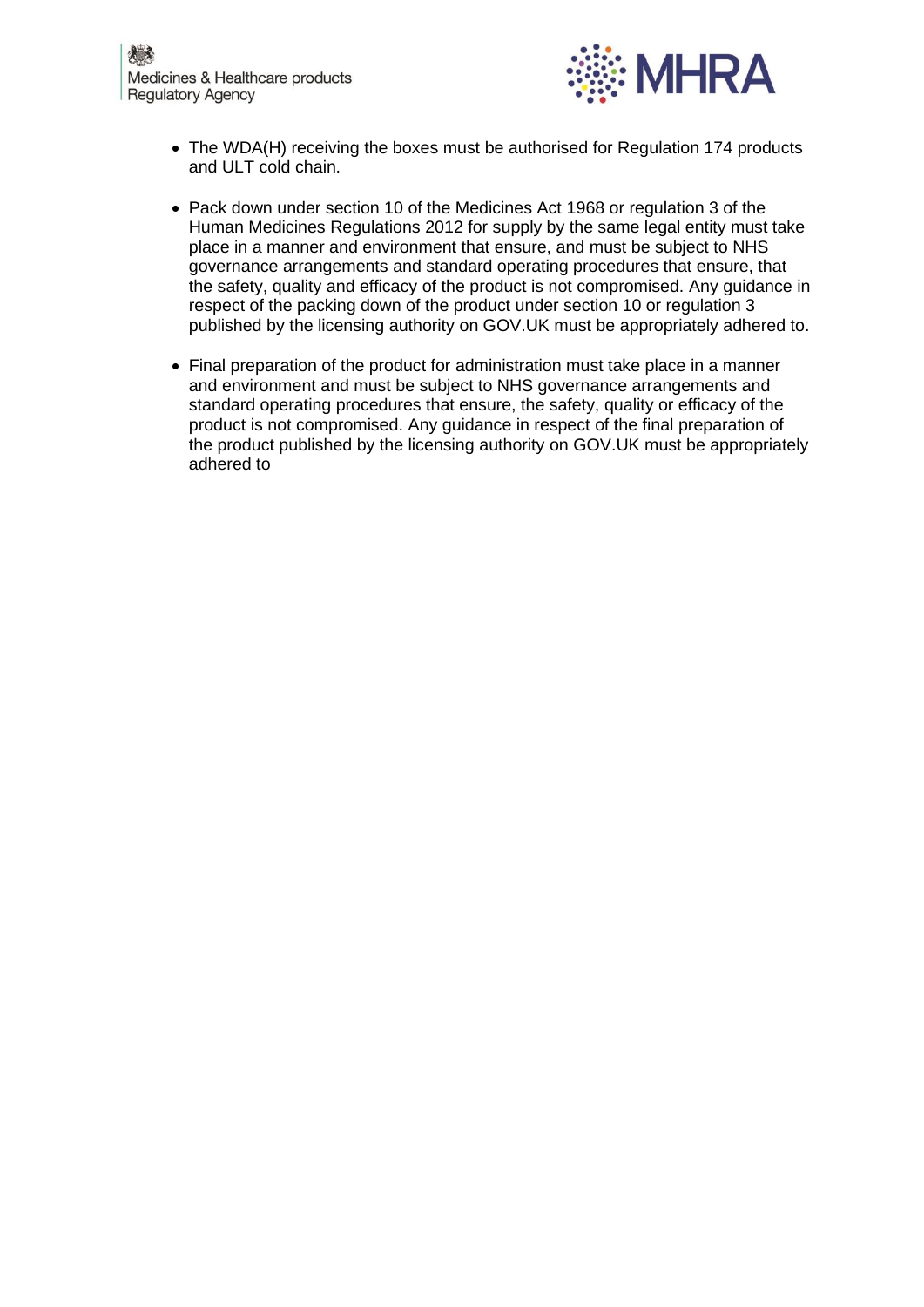- The WDA(H) receiving the boxes must be authorised for Regulation 174 products and ULT cold chain.
- Pack down under section 10 of the Medicines Act 1968 or regulation 3 of the Human Medicines Regulations 2012 for supply by the same legal entity must take place in a manner and environment that ensure, and must be subject to NHS governance arrangements and standard operating procedures that ensure, that the safety, quality and efficacy of the product is not compromised. Any guidance in respect of the packing down of the product under section 10 or regulation 3 published by the licensing authority on GOV.UK must be appropriately adhered to.
- Final preparation of the product for administration must take place in a manner and environment and must be subject to NHS governance arrangements and standard operating procedures that ensure, the safety, quality or efficacy of the product is not compromised. Any guidance in respect of the final preparation of the product published by the licensing authority on GOV.UK must be appropriately adhered to